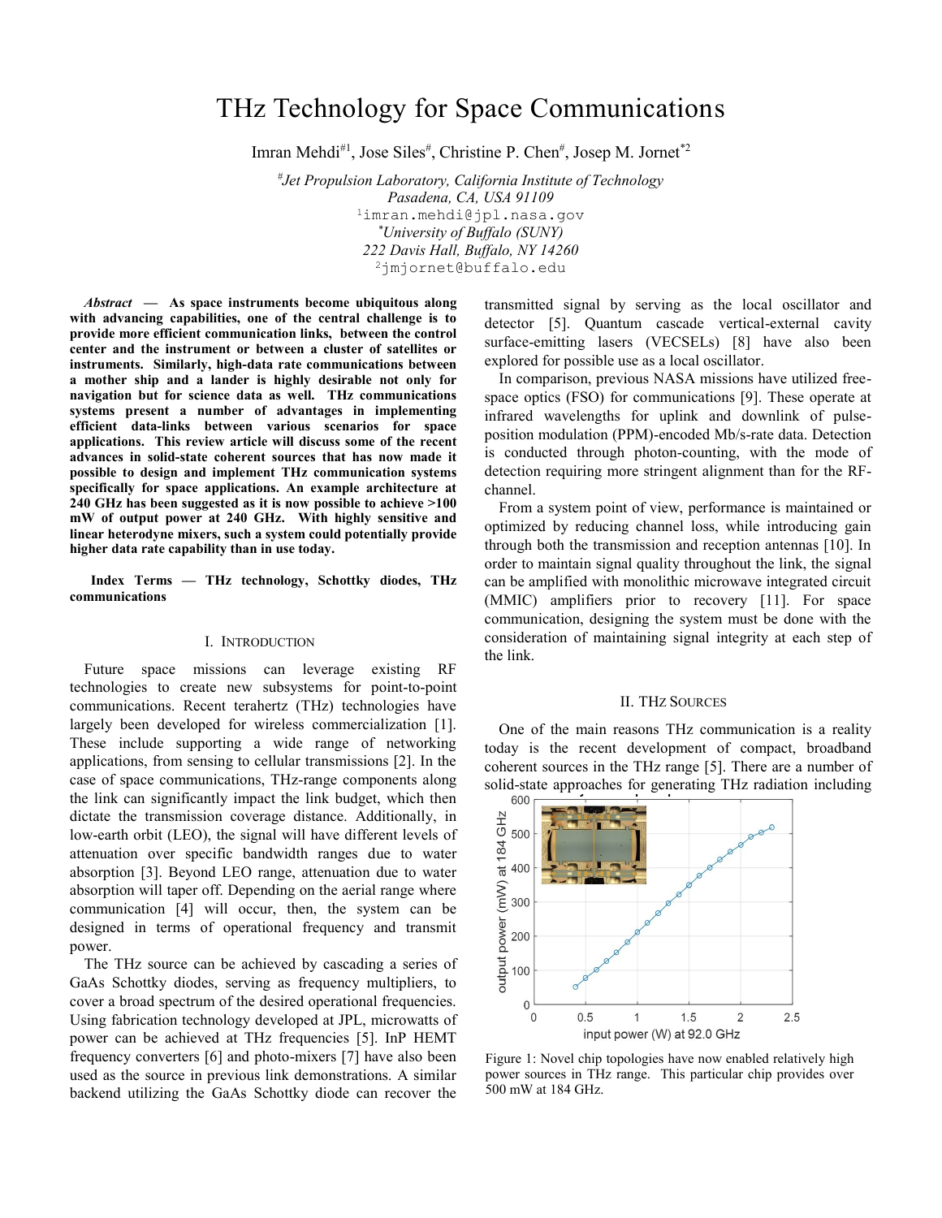# THz Technology for Space Communications

Imran Mehdi[#1], Jose Siles[#], Christine P. Chen[#], Josep M. Jornet[*2]

[#]*Jet Propulsion Laboratory, California Institute of Technology*
*Pasadena, CA, USA 91109*
[1]imran.mehdi@jpl.nasa.gov
[*]*University of Buffalo (SUNY)*
*222 Davis Hall, Buffalo, NY 14260*
[2]jmjornet@buffalo.edu

***Abstract* — As space instruments become ubiquitous along with advancing capabilities, one of the central challenge is to provide more efficient communication links, between the control center and the instrument or between a cluster of satellites or instruments. Similarly, high-data rate communications between a mother ship and a lander is highly desirable not only for navigation but for science data as well. THz communications systems present a number of advantages in implementing efficient data-links between various scenarios for space applications. This review article will discuss some of the recent advances in solid-state coherent sources that has now made it possible to design and implement THz communication systems specifically for space applications. An example architecture at 240 GHz has been suggested as it is now possible to achieve >100 mW of output power at 240 GHz. With highly sensitive and linear heterodyne mixers, such a system could potentially provide higher data rate capability than in use today.**

**Index Terms — THz technology, Schottky diodes, THz communications**

## I. Introduction

Future space missions can leverage existing RF technologies to create new subsystems for point-to-point communications. Recent terahertz (THz) technologies have largely been developed for wireless commercialization [1]. These include supporting a wide range of networking applications, from sensing to cellular transmissions [2]. In the case of space communications, THz-range components along the link can significantly impact the link budget, which then dictate the transmission coverage distance. Additionally, in low-earth orbit (LEO), the signal will have different levels of attenuation over specific bandwidth ranges due to water absorption [3]. Beyond LEO range, attenuation due to water absorption will taper off. Depending on the aerial range where communication [4] will occur, then, the system can be designed in terms of operational frequency and transmit power.

The THz source can be achieved by cascading a series of GaAs Schottky diodes, serving as frequency multipliers, to cover a broad spectrum of the desired operational frequencies. Using fabrication technology developed at JPL, microwatts of power can be achieved at THz frequencies [5]. InP HEMT frequency converters [6] and photo-mixers [7] have also been used as the source in previous link demonstrations. A similar backend utilizing the GaAs Schottky diode can recover the transmitted signal by serving as the local oscillator and detector [5]. Quantum cascade vertical-external cavity surface-emitting lasers (VECSELs) [8] have also been explored for possible use as a local oscillator.

In comparison, previous NASA missions have utilized free-space optics (FSO) for communications [9]. These operate at infrared wavelengths for uplink and downlink of pulse-position modulation (PPM)-encoded Mb/s-rate data. Detection is conducted through photon-counting, with the mode of detection requiring more stringent alignment than for the RF-channel.

From a system point of view, performance is maintained or optimized by reducing channel loss, while introducing gain through both the transmission and reception antennas [10]. In order to maintain signal quality throughout the link, the signal can be amplified with monolithic microwave integrated circuit (MMIC) amplifiers prior to recovery [11]. For space communication, designing the system must be done with the consideration of maintaining signal integrity at each step of the link.

## II. THz Sources

One of the main reasons THz communication is a reality today is the recent development of compact, broadband coherent sources in the THz range [5]. There are a number of solid-state approaches for generating THz radiation including

Figure 1: Novel chip topologies have now enabled relatively high power sources in THz range. This particular chip provides over 500 mW at 184 GHz.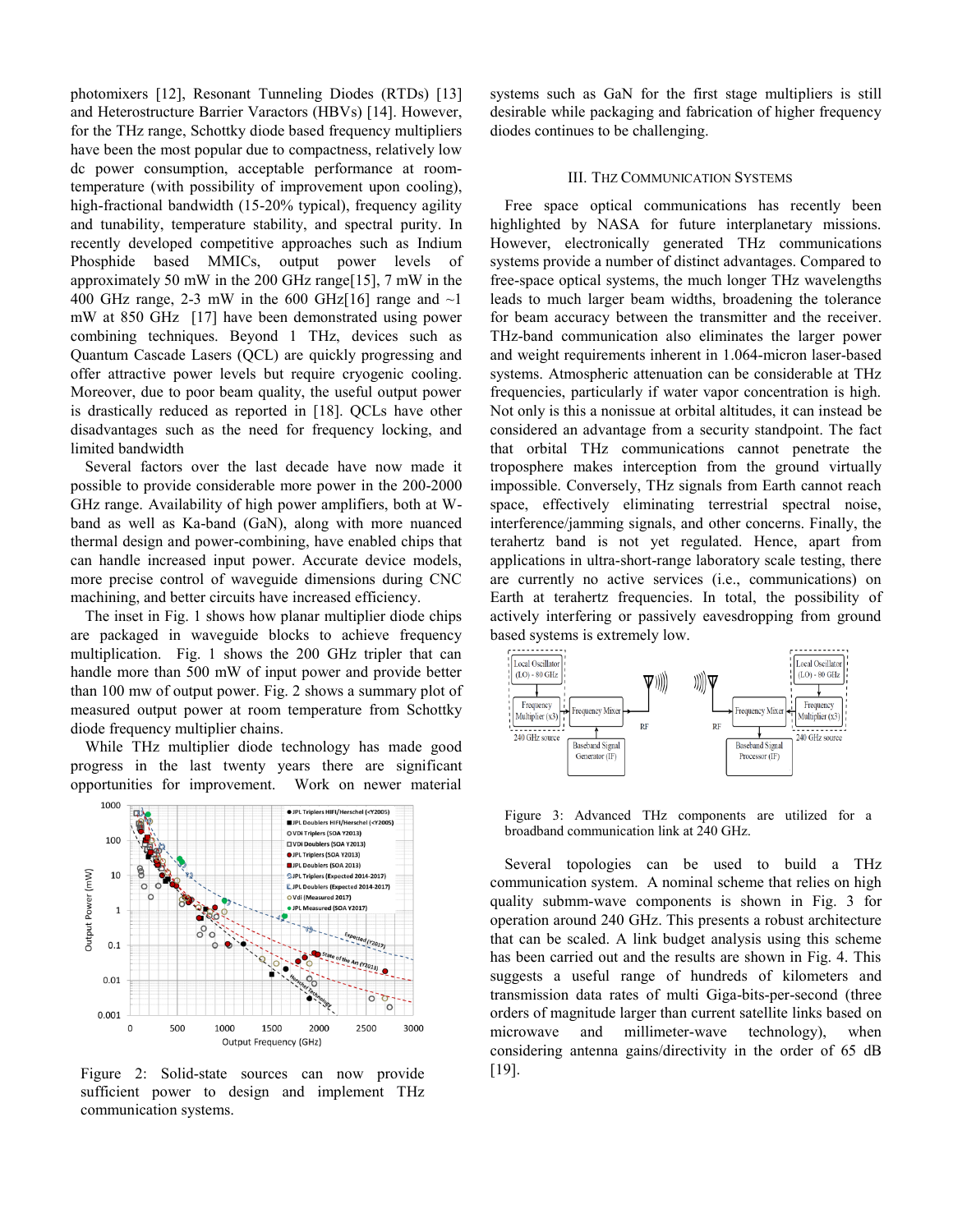photomixers [12], Resonant Tunneling Diodes (RTDs) [13] and Heterostructure Barrier Varactors (HBVs) [14]. However, for the THz range, Schottky diode based frequency multipliers have been the most popular due to compactness, relatively low dc power consumption, acceptable performance at room-temperature (with possibility of improvement upon cooling), high-fractional bandwidth (15-20% typical), frequency agility and tunability, temperature stability, and spectral purity. In recently developed competitive approaches such as Indium Phosphide based MMICs, output power levels of approximately 50 mW in the 200 GHz range[15], 7 mW in the 400 GHz range, 2-3 mW in the 600 GHz[16] range and ~1 mW at 850 GHz [17] have been demonstrated using power combining techniques. Beyond 1 THz, devices such as Quantum Cascade Lasers (QCL) are quickly progressing and offer attractive power levels but require cryogenic cooling. Moreover, due to poor beam quality, the useful output power is drastically reduced as reported in [18]. QCLs have other disadvantages such as the need for frequency locking, and limited bandwidth

Several factors over the last decade have now made it possible to provide considerable more power in the 200-2000 GHz range. Availability of high power amplifiers, both at W-band as well as Ka-band (GaN), along with more nuanced thermal design and power-combining, have enabled chips that can handle increased input power. Accurate device models, more precise control of waveguide dimensions during CNC machining, and better circuits have increased efficiency.

The inset in Fig. 1 shows how planar multiplier diode chips are packaged in waveguide blocks to achieve frequency multiplication. Fig. 1 shows the 200 GHz tripler that can handle more than 500 mW of input power and provide better than 100 mw of output power. Fig. 2 shows a summary plot of measured output power at room temperature from Schottky diode frequency multiplier chains.

While THz multiplier diode technology has made good progress in the last twenty years there are significant opportunities for improvement. Work on newer material systems such as GaN for the first stage multipliers is still desirable while packaging and fabrication of higher frequency diodes continues to be challenging.

Figure 2: Solid-state sources can now provide sufficient power to design and implement THz communication systems.

## III. THz Communication Systems

Free space optical communications has recently been highlighted by NASA for future interplanetary missions. However, electronically generated THz communications systems provide a number of distinct advantages. Compared to free-space optical systems, the much longer THz wavelengths leads to much larger beam widths, broadening the tolerance for beam accuracy between the transmitter and the receiver. THz-band communication also eliminates the larger power and weight requirements inherent in 1.064-micron laser-based systems. Atmospheric attenuation can be considerable at THz frequencies, particularly if water vapor concentration is high. Not only is this a nonissue at orbital altitudes, it can instead be considered an advantage from a security standpoint. The fact that orbital THz communications cannot penetrate the troposphere makes interception from the ground virtually impossible. Conversely, THz signals from Earth cannot reach space, effectively eliminating terrestrial spectral noise, interference/jamming signals, and other concerns. Finally, the terahertz band is not yet regulated. Hence, apart from applications in ultra-short-range laboratory scale testing, there are currently no active services (i.e., communications) on Earth at terahertz frequencies. In total, the possibility of actively interfering or passively eavesdropping from ground based systems is extremely low.

Figure 3: Advanced THz components are utilized for a broadband communication link at 240 GHz.

Several topologies can be used to build a THz communication system. A nominal scheme that relies on high quality submm-wave components is shown in Fig. 3 for operation around 240 GHz. This presents a robust architecture that can be scaled. A link budget analysis using this scheme has been carried out and the results are shown in Fig. 4. This suggests a useful range of hundreds of kilometers and transmission data rates of multi Giga-bits-per-second (three orders of magnitude larger than current satellite links based on microwave and millimeter-wave technology), when considering antenna gains/directivity in the order of 65 dB [19].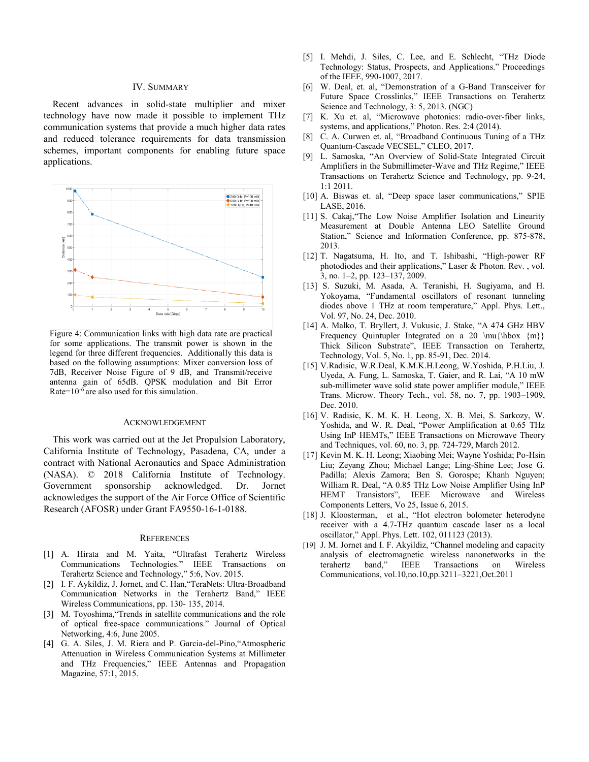## IV. Summary

Recent advances in solid-state multiplier and mixer technology have now made it possible to implement THz communication systems that provide a much higher data rates and reduced tolerance requirements for data transmission schemes, important components for enabling future space applications.

1000
900
800
700
600
500
400
300
200
100
0
Distance [km]
0 1 2 3 4 5 6 7 8 9 10
Data rate [Gbps]
240 GHz, P=100 mW
600 GHz, P=100 mW
1200 GHz, P=10 mW

Figure 4: Communication links with high data rate are practical for some applications. The transmit power is shown in the legend for three different frequencies. Additionally this data is based on the following assumptions: Mixer conversion loss of 7dB, Receiver Noise Figure of 9 dB, and Transmit/receive antenna gain of 65dB. QPSK modulation and Bit Error Rate=$10^{-6}$ are also used for this simulation.

## Acknowledgement

This work was carried out at the Jet Propulsion Laboratory, California Institute of Technology, Pasadena, CA, under a contract with National Aeronautics and Space Administration (NASA). © 2018 California Institute of Technology. Government sponsorship acknowledged. Dr. Jornet acknowledges the support of the Air Force Office of Scientific Research (AFOSR) under Grant FA9550-16-1-0188.

## References

[1] A. Hirata and M. Yaita, "Ultrafast Terahertz Wireless Communications Technologies." IEEE Transactions on Terahertz Science and Technology," 5:6, Nov. 2015.

[2] I. F. Aykildiz, J. Jornet, and C. Han,"TeraNets: Ultra-Broadband Communication Networks in the Terahertz Band," IEEE Wireless Communications, pp. 130- 135, 2014.

[3] M. Toyoshima,"Trends in satellite communications and the role of optical free-space communications." Journal of Optical Networking, 4:6, June 2005.

[4] G. A. Siles, J. M. Riera and P. Garcia-del-Pino,"Atmospheric Attenuation in Wireless Communication Systems at Millimeter and THz Frequencies," IEEE Antennas and Propagation Magazine, 57:1, 2015.

[5] I. Mehdi, J. Siles, C. Lee, and E. Schlecht, "THz Diode Technology: Status, Prospects, and Applications." Proceedings of the IEEE, 990-1007, 2017.

[6] W. Deal, et. al, "Demonstration of a G-Band Transceiver for Future Space Crosslinks," IEEE Transactions on Terahertz Science and Technology, 3: 5, 2013. (NGC)

[7] K. Xu et. al, "Microwave photonics: radio-over-fiber links, systems, and applications," Photon. Res. 2:4 (2014).

[8] C. A. Curwen et. al, "Broadband Continuous Tuning of a THz Quantum-Cascade VECSEL," CLEO, 2017.

[9] L. Samoska, "An Overview of Solid-State Integrated Circuit Amplifiers in the Submillimeter-Wave and THz Regime," IEEE Transactions on Terahertz Science and Technology, pp. 9-24, 1:1 2011.

[10] A. Biswas et. al, "Deep space laser communications," SPIE LASE, 2016.

[11] S. Cakaj,"The Low Noise Amplifier Isolation and Linearity Measurement at Double Antenna LEO Satellite Ground Station," Science and Information Conference, pp. 875-878, 2013.

[12] T. Nagatsuma, H. Ito, and T. Ishibashi, "High-power RF photodiodes and their applications," Laser & Photon. Rev. , vol. 3, no. 1–2, pp. 123–137, 2009.

[13] S. Suzuki, M. Asada, A. Teranishi, H. Sugiyama, and H. Yokoyama, "Fundamental oscillators of resonant tunneling diodes above 1 THz at room temperature," Appl. Phys. Lett., Vol. 97, No. 24, Dec. 2010.

[14] A. Malko, T. Bryllert, J. Vukusic, J. Stake, "A 474 GHz HBV Frequency Quintupler Integrated on a 20 \mu{\hbox {m}} Thick Silicon Substrate", IEEE Transaction on Terahertz, Technology, Vol. 5, No. 1, pp. 85-91, Dec. 2014.

[15] V.Radisic, W.R.Deal, K.M.K.H.Leong, W.Yoshida, P.H.Liu, J. Uyeda, A. Fung, L. Samoska, T. Gaier, and R. Lai, "A 10 mW sub-millimeter wave solid state power amplifier module," IEEE Trans. Microw. Theory Tech., vol. 58, no. 7, pp. 1903–1909, Dec. 2010.

[16] V. Radisic, K. M. K. H. Leong, X. B. Mei, S. Sarkozy, W. Yoshida, and W. R. Deal, "Power Amplification at 0.65 THz Using InP HEMTs," IEEE Transactions on Microwave Theory and Techniques, vol. 60, no. 3, pp. 724-729, March 2012.

[17] Kevin M. K. H. Leong; Xiaobing Mei; Wayne Yoshida; Po-Hsin Liu; Zeyang Zhou; Michael Lange; Ling-Shine Lee; Jose G. Padilla; Alexis Zamora; Ben S. Gorospe; Khanh Nguyen; William R. Deal, "A 0.85 THz Low Noise Amplifier Using InP HEMT Transistors", IEEE Microwave and Wireless Components Letters, Vo 25, Issue 6, 2015.

[18] J. Kloosterman, et al., "Hot electron bolometer heterodyne receiver with a 4.7-THz quantum cascade laser as a local oscillator," Appl. Phys. Lett. 102, 011123 (2013).

[19] J. M. Jornet and I. F. Akyildiz, "Channel modeling and capacity analysis of electromagnetic wireless nanonetworks in the terahertz band," IEEE Transactions on Wireless Communications, vol.10,no.10,pp.3211–3221,Oct.2011